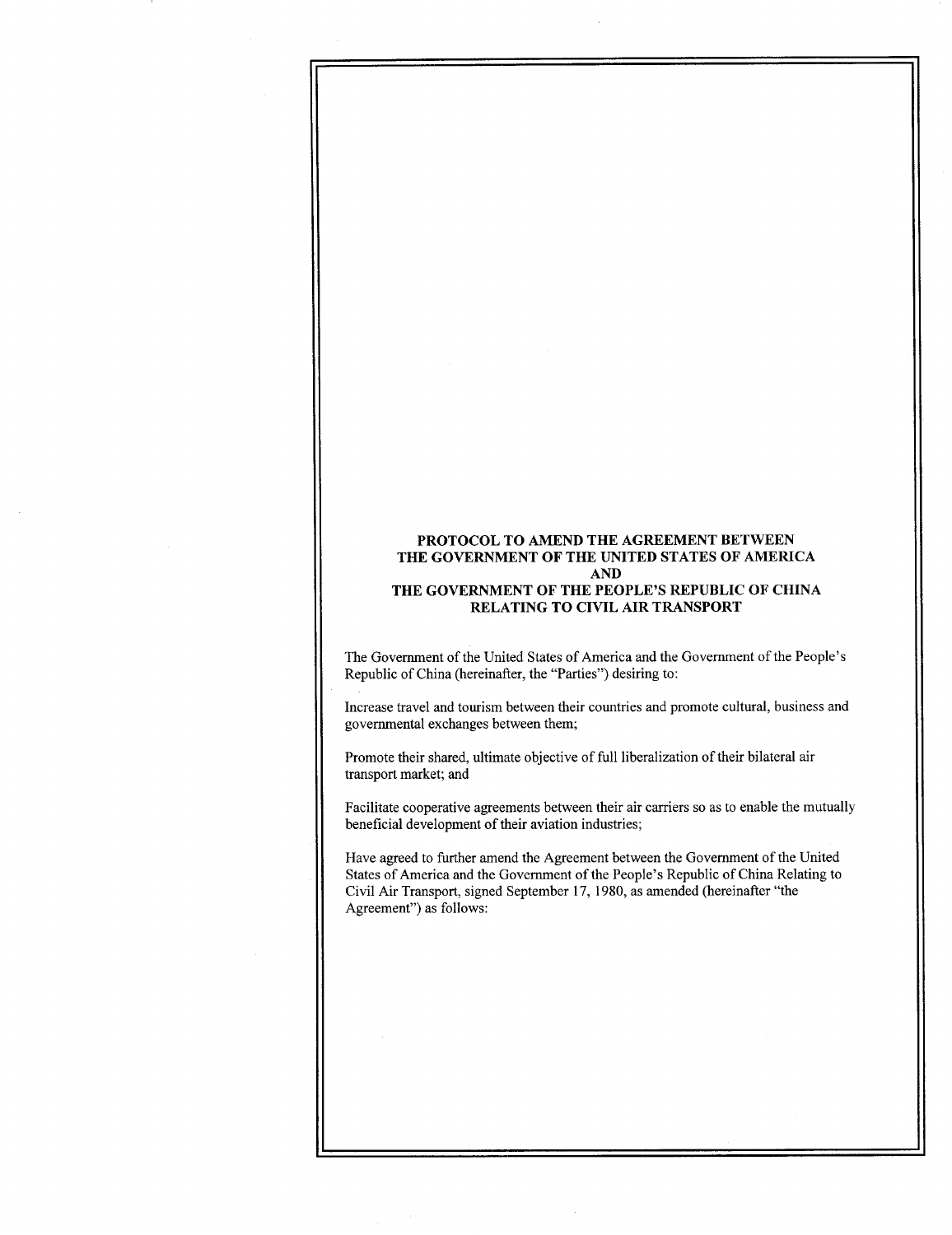# PROTOCOL TO AMEND THE AGREEMENT BETWEEN THE GOVERNMENT OF THE UNITED STATES OF AMERICA AND THE GOVERNMENT OF THE PEOPLE'S REPUBLIC OF CHINA RELATING TO CIVIL AIR TRANSPORT

The Government of the United States of America and the Government of the People's Republic of China (hereinafter, the "Parties") desiring to:

Increase travel and tourism between their countries and promote cultural, business and governmental exchanges between them;

Promote their shared, ultimate objective of full liberalization of their bilateral air transport market; and

Facilitate cooperative agreements between their air carriers so as to enable the mutually beneficial development of their aviation industries;

Have agreed to further amend the Agreement between the Government of the United States of America and the Government of the People's Republic of China Relating to Civil Air Transport, signed September 17, 1980, as amended (hereinafter "the Agreement") as follows: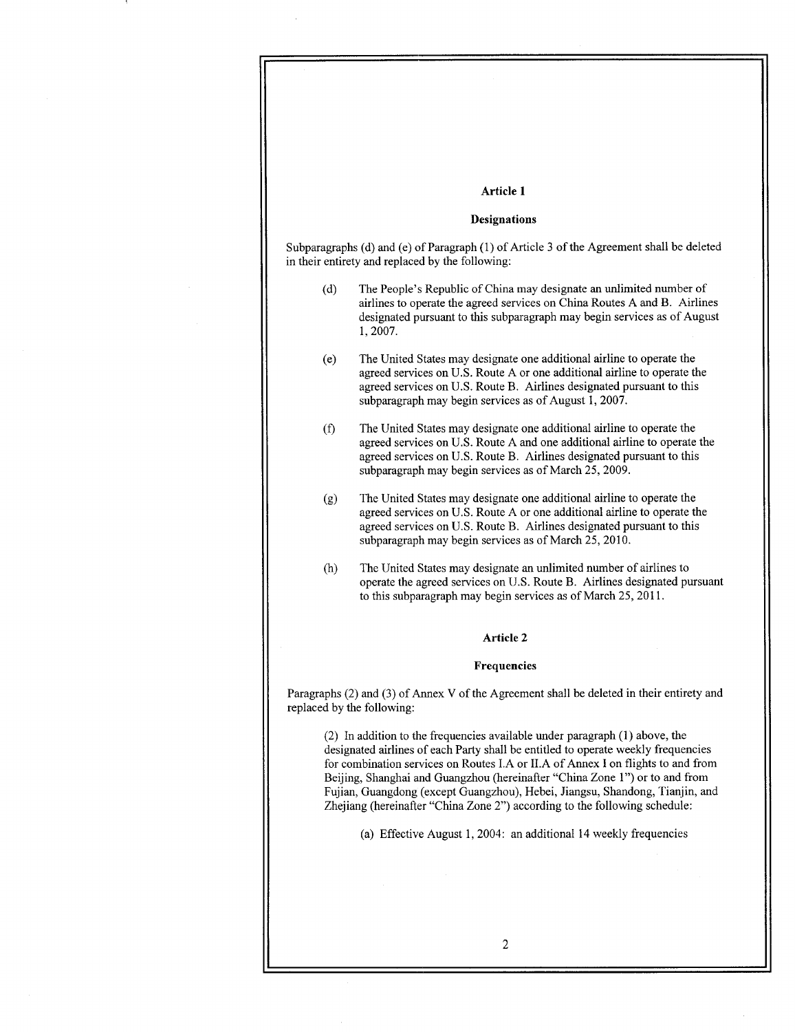## Article 1

### Designations

Subparagraphs (d) and (e) of Paragraph (1) of Article 3 of the Agreement shall be deleted in their entirety and replaced by the following:

(d) The People's Republic of China may designate an unlimited number of airlines to operate the agreed services on China Routes A and B. Airlines designated pursuant to this subparagraph may begin services as of August 1, 2007.

(e) The United States may designate one additional airline to operate the agreed services on U.S. Route A or one additional airline to operate the agreed services on U.S. Route B. Airlines designated pursuant to this subparagraph may begin services as of August 1, 2007.

(f) The United States may designate one additional airline to operate the agreed services on U.S. Route A and one additional airline to operate the agreed services on U.S. Route B. Airlines designated pursuant to this subparagraph may begin services as of March 25, 2009.

(g) The United States may designate one additional airline to operate the agreed services on U.S. Route A or one additional airline to operate the agreed services on U.S. Route B. Airlines designated pursuant to this subparagraph may begin services as of March 25, 2010.

(h) The United States may designate an unlimited number of airlines to operate the agreed services on U.S. Route B. Airlines designated pursuant to this subparagraph may begin services as of March 25, 2011.

## Article 2

### Frequencies

Paragraphs (2) and (3) of Annex V of the Agreement shall be deleted in their entirety and replaced by the following:

(2) In addition to the frequencies available under paragraph (1) above, the designated airlines of each Party shall be entitled to operate weekly frequencies for combination services on Routes I.A or II.A of Annex I on flights to and from Beijing, Shanghai and Guangzhou (hereinafter "China Zone 1") or to and from Fujian, Guangdong (except Guangzhou), Hebei, Jiangsu, Shandong, Tianjin, and Zhejiang (hereinafter "China Zone 2") according to the following schedule:

(a) Effective August 1, 2004: an additional 14 weekly frequencies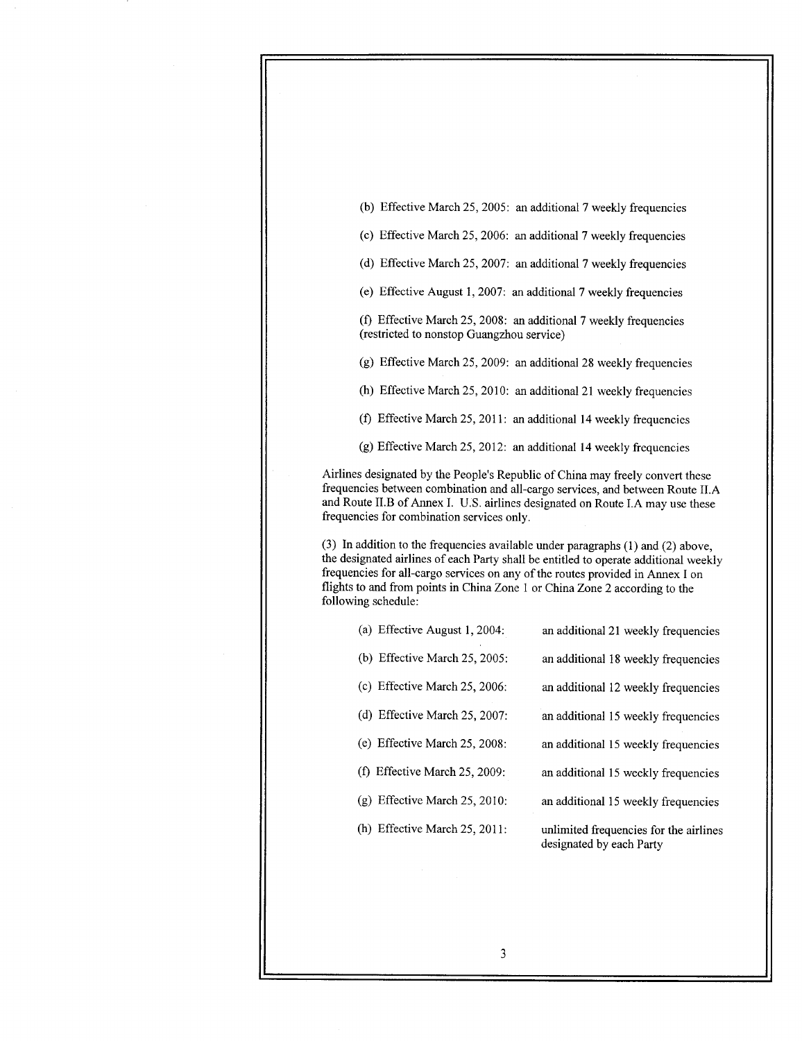(b) Effective March 25, 2005: an additional 7 weekly frequencies

(c) Effective March 25, 2006: an additional 7 weekly frequencies

(d) Effective March 25, 2007: an additional 7 weekly frequencies

(e) Effective August 1, 2007: an additional 7 weekly frequencies

(f) Effective March 25, 2008: an additional 7 weekly frequencies (restricted to nonstop Guangzhou service)

(g) Effective March 25, 2009: an additional 28 weekly frequencies

(h) Effective March 25, 2010: an additional 21 weekly frequencies

(f) Effective March 25, 2011: an additional 14 weekly frequencies

(g) Effective March 25, 2012: an additional 14 weekly frequencies

Airlines designated by the People's Republic of China may freely convert these frequencies between combination and all-cargo services, and between Route II.A and Route II.B of Annex I. U.S. airlines designated on Route I.A may use these frequencies for combination services only.

(3) In addition to the frequencies available under paragraphs (1) and (2) above, the designated airlines of each Party shall be entitled to operate additional weekly frequencies for all-cargo services on any of the routes provided in Annex I on flights to and from points in China Zone 1 or China Zone 2 according to the following schedule:

(a) Effective August 1, 2004: an additional 21 weekly frequencies

(b) Effective March 25, 2005: an additional 18 weekly frequencies

(c) Effective March 25, 2006: an additional 12 weekly frequencies

(d) Effective March 25, 2007: an additional 15 weekly frequencies

(e) Effective March 25, 2008: an additional 15 weekly frequencies

(f) Effective March 25, 2009: an additional 15 weekly frequencies

(g) Effective March 25, 2010: an additional 15 weekly frequencies

(h) Effective March 25, 2011: unlimited frequencies for the airlines designated by each Party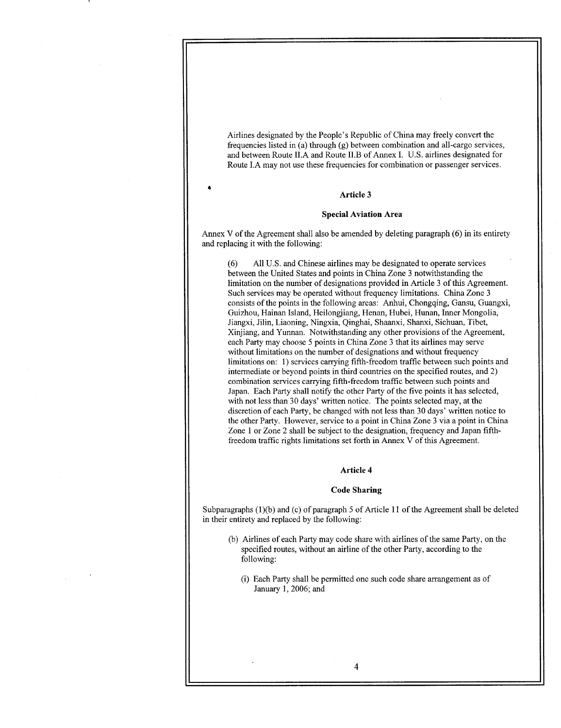Airlines designated by the People's Republic of China may freely convert the frequencies listed in (a) through (g) between combination and all-cargo services, and between Route II.A and Route II.B of Annex I. U.S. airlines designated for Route I.A may not use these frequencies for combination or passenger services.

### Article 3

### Special Aviation Area

Annex V of the Agreement shall also be amended by deleting paragraph (6) in its entirety and replacing it with the following:

> (6) All U.S. and Chinese airlines may be designated to operate services between the United States and points in China Zone 3 notwithstanding the limitation on the number of designations provided in Article 3 of this Agreement. Such services may be operated without frequency limitations. China Zone 3 consists of the points in the following areas: Anhui, Chongqing, Gansu, Guangxi, Guizhou, Hainan Island, Heilongjiang, Henan, Hubei, Hunan, Inner Mongolia, Jiangxi, Jilin, Liaoning, Ningxia, Qinghai, Shaanxi, Shanxi, Sichuan, Tibet, Xinjiang, and Yunnan. Notwithstanding any other provisions of the Agreement, each Party may choose 5 points in China Zone 3 that its airlines may serve without limitations on the number of designations and without frequency limitations on: 1) services carrying fifth-freedom traffic between such points and intermediate or beyond points in third countries on the specified routes, and 2) combination services carrying fifth-freedom traffic between such points and Japan. Each Party shall notify the other Party of the five points it has selected, with not less than 30 days' written notice. The points selected may, at the discretion of each Party, be changed with not less than 30 days' written notice to the other Party. However, service to a point in China Zone 3 via a point in China Zone 1 or Zone 2 shall be subject to the designation, frequency and Japan fifth-freedom traffic rights limitations set forth in Annex V of this Agreement.

### Article 4

### Code Sharing

Subparagraphs (1)(b) and (c) of paragraph 5 of Article 11 of the Agreement shall be deleted in their entirety and replaced by the following:

> (b) Airlines of each Party may code share with airlines of the same Party, on the specified routes, without an airline of the other Party, according to the following:
>
> > (i) Each Party shall be permitted one such code share arrangement as of January 1, 2006; and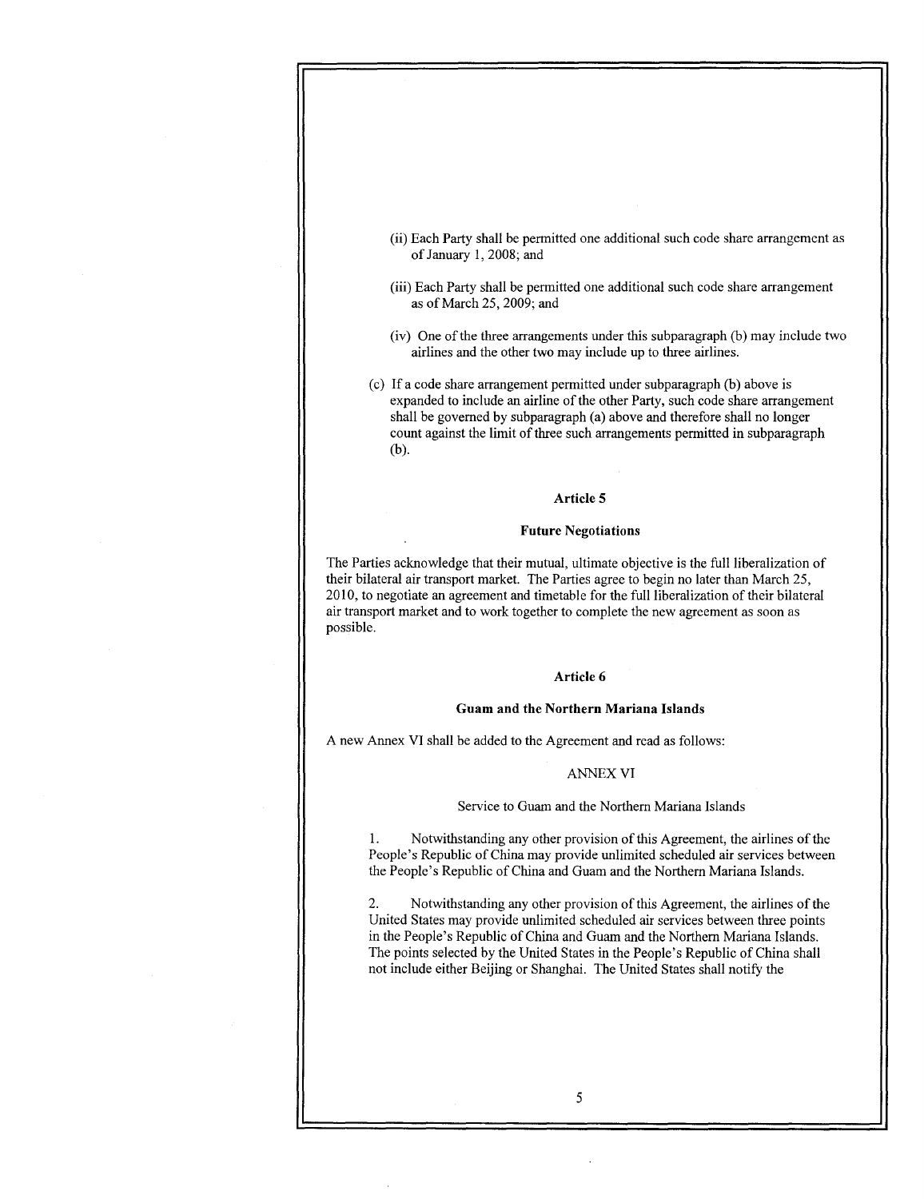(ii) Each Party shall be permitted one additional such code share arrangement as of January 1, 2008; and

(iii) Each Party shall be permitted one additional such code share arrangement as of March 25, 2009; and

(iv) One of the three arrangements under this subparagraph (b) may include two airlines and the other two may include up to three airlines.

(c) If a code share arrangement permitted under subparagraph (b) above is expanded to include an airline of the other Party, such code share arrangement shall be governed by subparagraph (a) above and therefore shall no longer count against the limit of three such arrangements permitted in subparagraph (b).

### Article 5

### Future Negotiations

The Parties acknowledge that their mutual, ultimate objective is the full liberalization of their bilateral air transport market. The Parties agree to begin no later than March 25, 2010, to negotiate an agreement and timetable for the full liberalization of their bilateral air transport market and to work together to complete the new agreement as soon as possible.

### Article 6

### Guam and the Northern Mariana Islands

A new Annex VI shall be added to the Agreement and read as follows:

ANNEX VI

Service to Guam and the Northern Mariana Islands

1. Notwithstanding any other provision of this Agreement, the airlines of the People's Republic of China may provide unlimited scheduled air services between the People's Republic of China and Guam and the Northern Mariana Islands.

2. Notwithstanding any other provision of this Agreement, the airlines of the United States may provide unlimited scheduled air services between three points in the People's Republic of China and Guam and the Northern Mariana Islands. The points selected by the United States in the People's Republic of China shall not include either Beijing or Shanghai. The United States shall notify the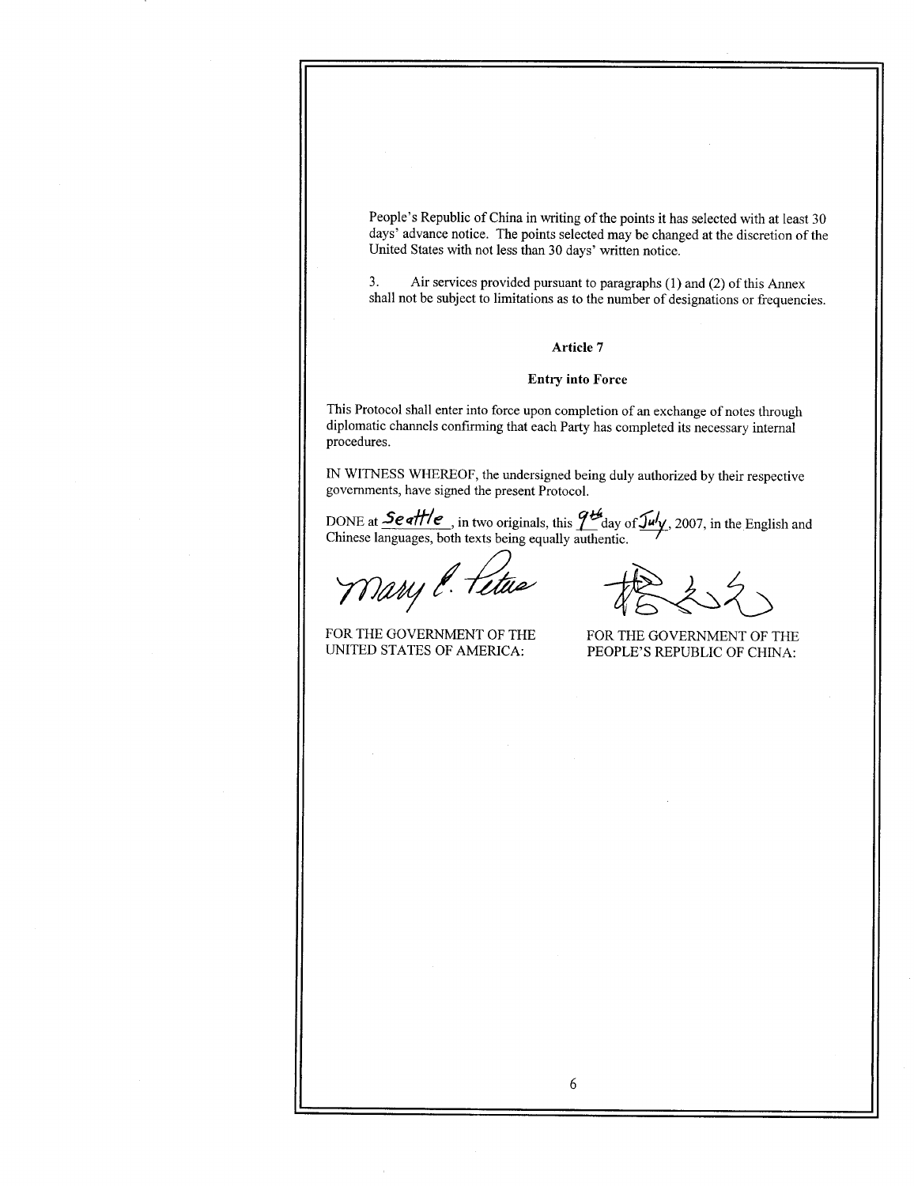People's Republic of China in writing of the points it has selected with at least 30 days' advance notice. The points selected may be changed at the discretion of the United States with not less than 30 days' written notice.

3. Air services provided pursuant to paragraphs (1) and (2) of this Annex shall not be subject to limitations as to the number of designations or frequencies.

**Article 7**

**Entry into Force**

This Protocol shall enter into force upon completion of an exchange of notes through diplomatic channels confirming that each Party has completed its necessary internal procedures.

IN WITNESS WHEREOF, the undersigned being duly authorized by their respective governments, have signed the present Protocol.

DONE at Seattle, in two originals, this 9th day of July, 2007, in the English and Chinese languages, both texts being equally authentic.

Mary E. Peters

FOR THE GOVERNMENT OF THE UNITED STATES OF AMERICA:

FOR THE GOVERNMENT OF THE PEOPLE'S REPUBLIC OF CHINA: